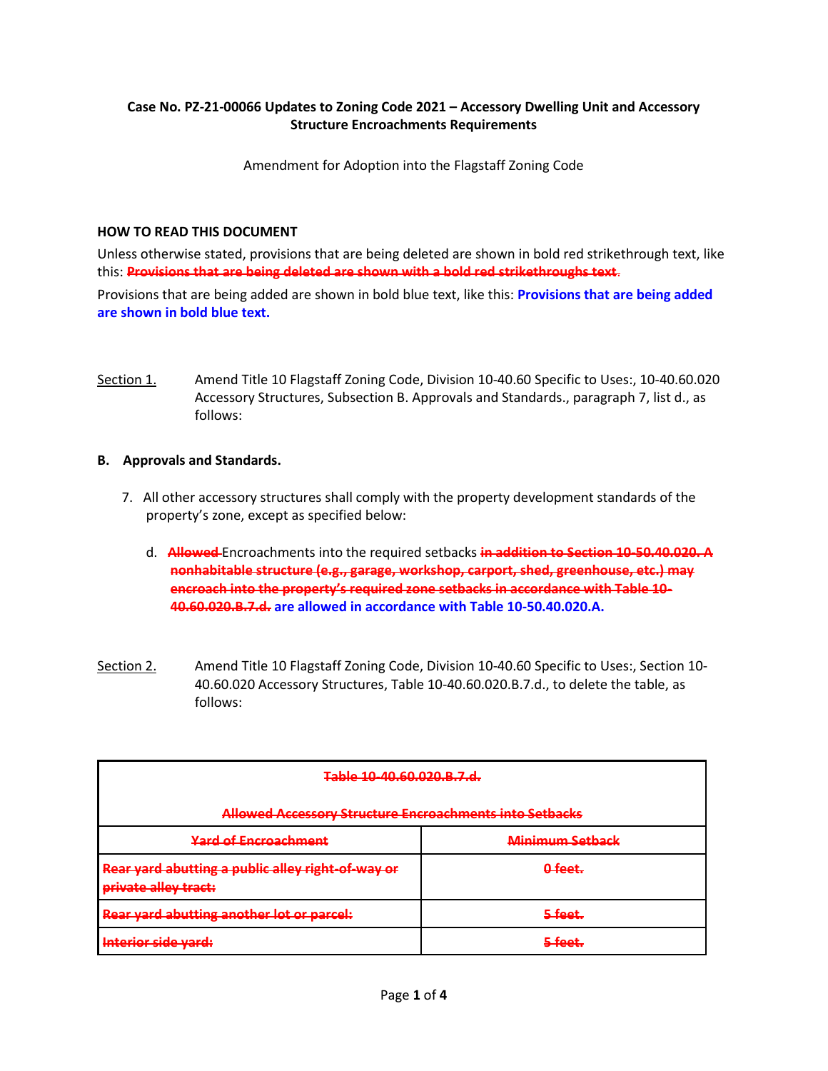**Case No. PZ-21-00066 Updates to Zoning Code 2021 – Accessory Dwelling Unit and Accessory Structure Encroachments Requirements**

Amendment for Adoption into the Flagstaff Zoning Code

**HOW TO READ THIS DOCUMENT**

Unless otherwise stated, provisions that are being deleted are shown in bold red strikethrough text, like this: ~~**Provisions that are being deleted are shown with a bold red strikethroughs text**~~.

Provisions that are being added are shown in bold blue text, like this: **Provisions that are being added are shown in bold blue text.**

Section 1. Amend Title 10 Flagstaff Zoning Code, Division 10-40.60 Specific to Uses:, 10-40.60.020 Accessory Structures, Subsection B. Approvals and Standards., paragraph 7, list d., as follows:

**B. Approvals and Standards.**

7. All other accessory structures shall comply with the property development standards of the property's zone, except as specified below:

   d. ~~**Allowed**~~ Encroachments into the required setbacks ~~**in addition to Section 10-50.40.020. A nonhabitable structure (e.g., garage, workshop, carport, shed, greenhouse, etc.) may encroach into the property's required zone setbacks in accordance with Table 10-40.60.020.B.7.d.**~~ **are allowed in accordance with Table 10-50.40.020.A.**

Section 2. Amend Title 10 Flagstaff Zoning Code, Division 10-40.60 Specific to Uses:, Section 10-40.60.020 Accessory Structures, Table 10-40.60.020.B.7.d., to delete the table, as follows:

| ~~**Table 10-40.60.020.B.7.d. Allowed Accessory Structure Encroachments into Setbacks**~~ | |
|---|---|
| ~~**Yard of Encroachment**~~ | ~~**Minimum Setback**~~ |
| ~~**Rear yard abutting a public alley right-of-way or private alley tract:**~~ | ~~**0 feet.**~~ |
| ~~**Rear yard abutting another lot or parcel:**~~ | ~~**5 feet.**~~ |
| ~~**Interior side yard:**~~ | ~~**5 feet.**~~ |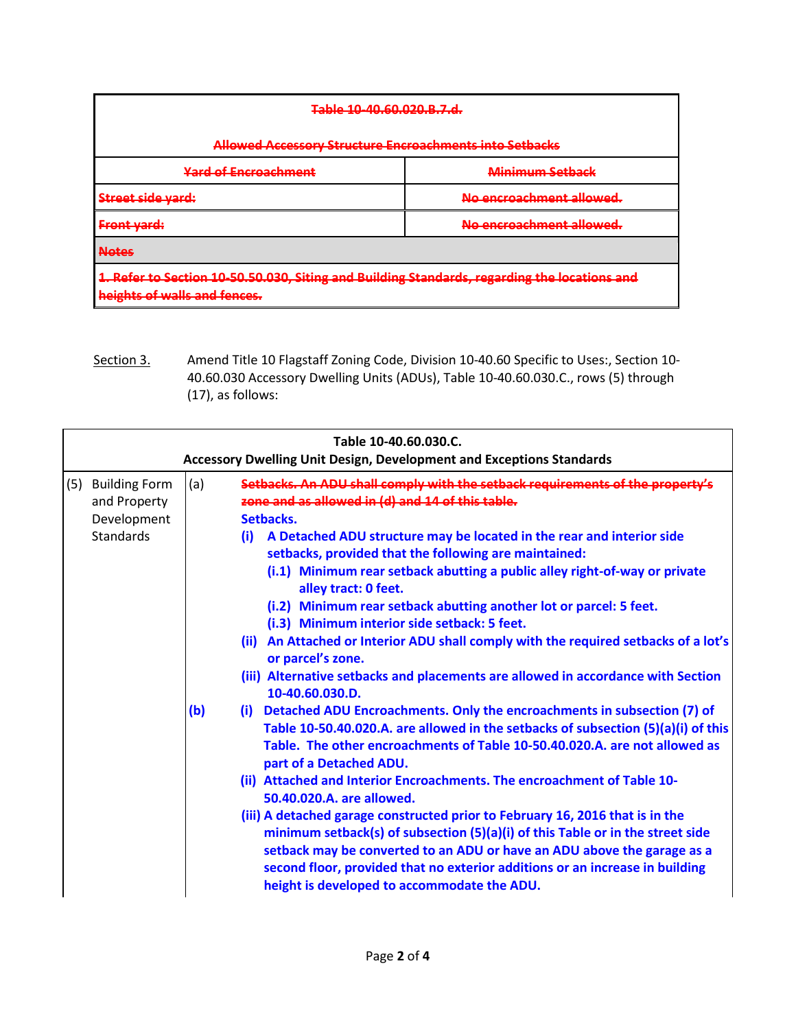| ~~Table 10-40.60.020.B.7.d.~~<br><br>~~Allowed Accessory Structure Encroachments into Setbacks~~ | |
|---|---|
| ~~Yard of Encroachment~~ | ~~Minimum Setback~~ |
| ~~Street side yard:~~ | ~~No encroachment allowed.~~ |
| ~~Front yard:~~ | ~~No encroachment allowed.~~ |
| ~~Notes~~ | |
| ~~1. Refer to Section 10-50.50.030, Siting and Building Standards, regarding the locations and heights of walls and fences.~~ | |

Section 3. Amend Title 10 Flagstaff Zoning Code, Division 10-40.60 Specific to Uses:, Section 10-40.60.030 Accessory Dwelling Units (ADUs), Table 10-40.60.030.C., rows (5) through (17), as follows:

| **Table 10-40.60.030.C.**<br>**Accessory Dwelling Unit Design, Development and Exceptions Standards** | | |
|---|---|---|
| (5) Building Form and Property Development Standards | (a) | ~~**Setbacks. An ADU shall comply with the setback requirements of the property's zone and as allowed in (d) and 14 of this table.**~~<br>**Setbacks.**<br>**(i) A Detached ADU structure may be located in the rear and interior side setbacks, provided that the following are maintained:**<br>**(i.1) Minimum rear setback abutting a public alley right-of-way or private alley tract: 0 feet.**<br>**(i.2) Minimum rear setback abutting another lot or parcel: 5 feet.**<br>**(i.3) Minimum interior side setback: 5 feet.**<br>**(ii) An Attached or Interior ADU shall comply with the required setbacks of a lot's or parcel's zone.**<br>**(iii) Alternative setbacks and placements are allowed in accordance with Section 10-40.60.030.D.** |
| | **(b)** | **(i) Detached ADU Encroachments. Only the encroachments in subsection (7) of Table 10-50.40.020.A. are allowed in the setbacks of subsection (5)(a)(i) of this Table. The other encroachments of Table 10-50.40.020.A. are not allowed as part of a Detached ADU.**<br>**(ii) Attached and Interior Encroachments. The encroachment of Table 10-50.40.020.A. are allowed.**<br>**(iii) A detached garage constructed prior to February 16, 2016 that is in the minimum setback(s) of subsection (5)(a)(i) of this Table or in the street side setback may be converted to an ADU or have an ADU above the garage as a second floor, provided that no exterior additions or an increase in building height is developed to accommodate the ADU.** |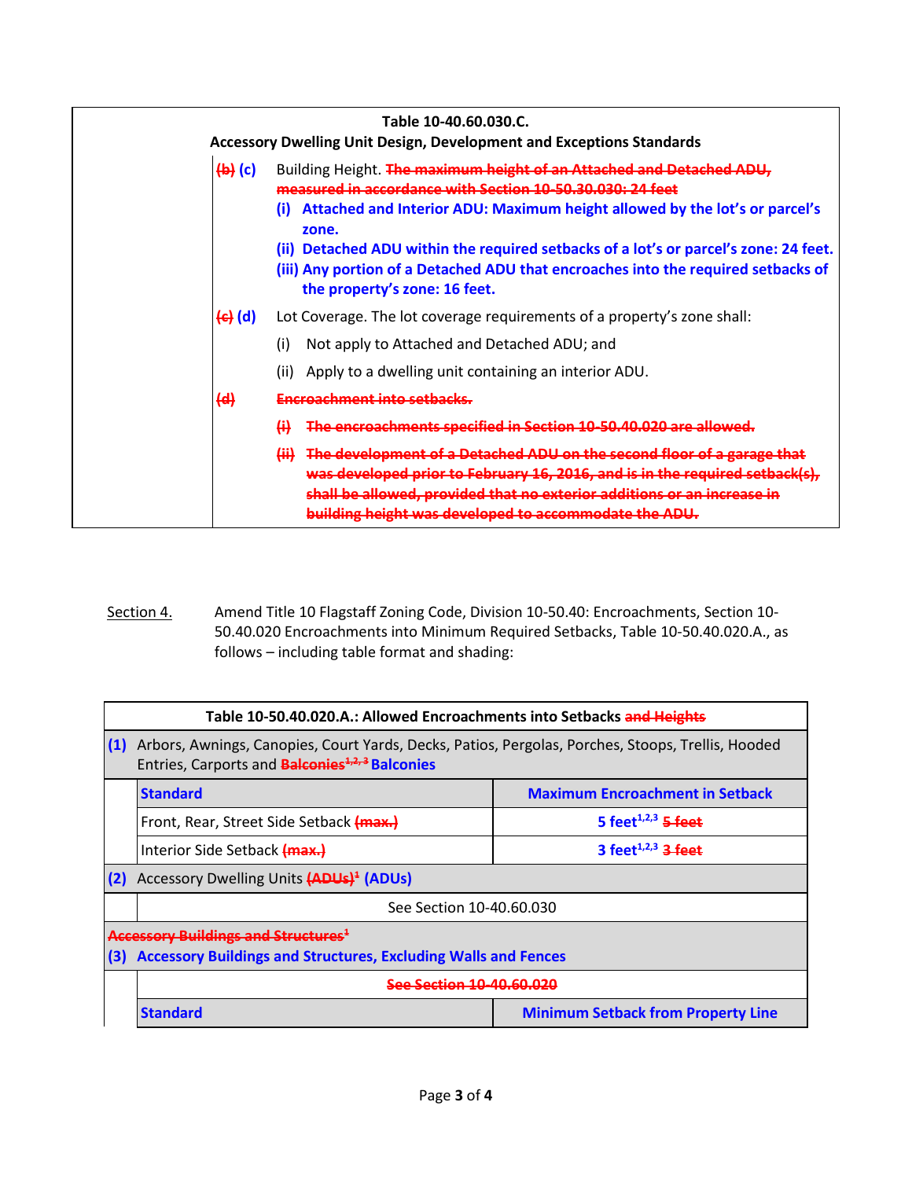| Table 10-40.60.030.C. Accessory Dwelling Unit Design, Development and Exceptions Standards | | |
|---|---|---|
| | ~~(b)~~ **(c)** | Building Height. ~~The maximum height of an Attached and Detached ADU, measured in accordance with Section 10-50.30.030: 24 feet~~ **(i) Attached and Interior ADU: Maximum height allowed by the lot's or parcel's zone.** **(ii) Detached ADU within the required setbacks of a lot's or parcel's zone: 24 feet.** **(iii) Any portion of a Detached ADU that encroaches into the required setbacks of the property's zone: 16 feet.** |
| | ~~(c)~~ **(d)** | Lot Coverage. The lot coverage requirements of a property's zone shall: (i) Not apply to Attached and Detached ADU; and (ii) Apply to a dwelling unit containing an interior ADU. |
| | ~~(d)~~ | ~~Encroachment into setbacks.~~ ~~(i) The encroachments specified in Section 10-50.40.020 are allowed.~~ ~~(ii) The development of a Detached ADU on the second floor of a garage that was developed prior to February 16, 2016, and is in the required setback(s), shall be allowed, provided that no exterior additions or an increase in building height was developed to accommodate the ADU.~~ |

Section 4. Amend Title 10 Flagstaff Zoning Code, Division 10-50.40: Encroachments, Section 10-50.40.020 Encroachments into Minimum Required Setbacks, Table 10-50.40.020.A., as follows – including table format and shading:

| Table 10-50.40.020.A.: Allowed Encroachments into Setbacks ~~and Heights~~ | | |
|---|---|---|
| **(1)** Arbors, Awnings, Canopies, Court Yards, Decks, Patios, Pergolas, Porches, Stoops, Trellis, Hooded Entries, Carports and ~~Balconies[1,2,3]~~ **Balconies** | | |
| | **Standard** | **Maximum Encroachment in Setback** |
| | Front, Rear, Street Side Setback ~~(max.)~~ | **5 feet[1,2,3]** ~~5 feet~~ |
| | Interior Side Setback ~~(max.)~~ | **3 feet[1,2,3]** ~~3 feet~~ |
| **(2)** Accessory Dwelling Units ~~(ADUs)[1]~~ **(ADUs)** | | |
| | See Section 10-40.60.030 | |
| ~~Accessory Buildings and Structures[1]~~ **(3) Accessory Buildings and Structures, Excluding Walls and Fences** | | |
| | ~~See Section 10-40.60.020~~ | |
| | **Standard** | **Minimum Setback from Property Line** |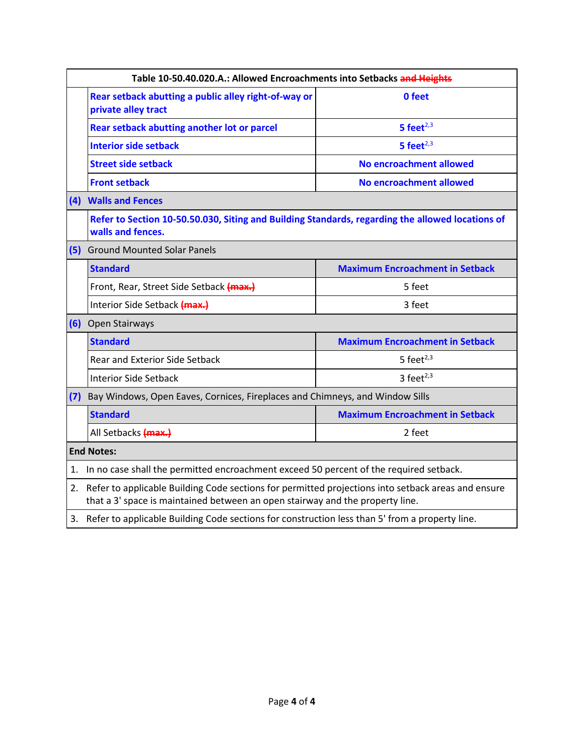| Table 10-50.40.020.A.: Allowed Encroachments into Setbacks ~~and Heights~~ | | |
|---|---|---|
| | Rear setback abutting a public alley right-of-way or private alley tract | 0 feet |
| | Rear setback abutting another lot or parcel | 5 feet[2,3] |
| | Interior side setback | 5 feet[2,3] |
| | Street side setback | No encroachment allowed |
| | Front setback | No encroachment allowed |
| (4) | Walls and Fences | |
| | Refer to Section 10-50.50.030, Siting and Building Standards, regarding the allowed locations of walls and fences. | |
| (5) | Ground Mounted Solar Panels | |
| | **Standard** | **Maximum Encroachment in Setback** |
| | Front, Rear, Street Side Setback ~~(max.)~~ | 5 feet |
| | Interior Side Setback ~~(max.)~~ | 3 feet |
| (6) | Open Stairways | |
| | **Standard** | **Maximum Encroachment in Setback** |
| | Rear and Exterior Side Setback | 5 feet[2,3] |
| | Interior Side Setback | 3 feet[2,3] |
| (7) | Bay Windows, Open Eaves, Cornices, Fireplaces and Chimneys, and Window Sills | |
| | **Standard** | **Maximum Encroachment in Setback** |
| | All Setbacks ~~(max.)~~ | 2 feet |

**End Notes:**

1. In no case shall the permitted encroachment exceed 50 percent of the required setback.
2. Refer to applicable Building Code sections for permitted projections into setback areas and ensure that a 3' space is maintained between an open stairway and the property line.
3. Refer to applicable Building Code sections for construction less than 5' from a property line.